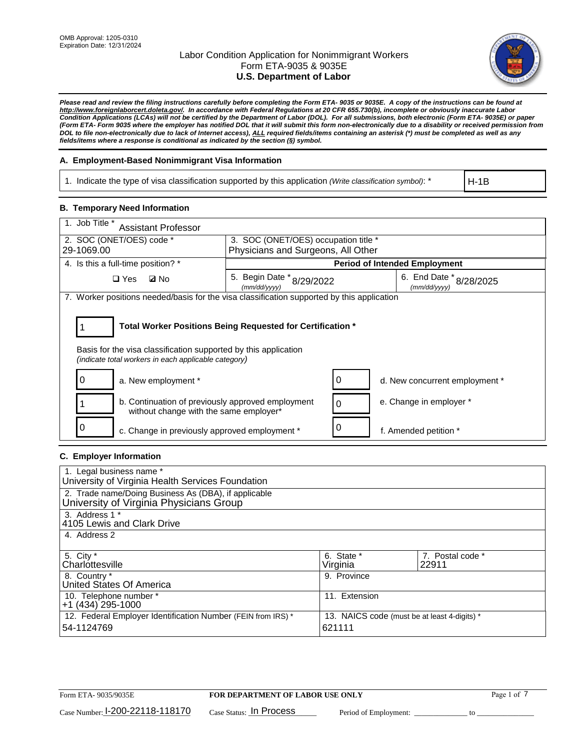OMB Approval: 1205-0310
Expiration Date: 12/31/2024

# Labor Condition Application for Nonimmigrant Workers
## Form ETA-9035 & 9035E
## U.S. Department of Labor

***Please read and review the filing instructions carefully before completing the Form ETA- 9035 or 9035E. A copy of the instructions can be found at http://www.foreignlaborcert.doleta.gov/. In accordance with Federal Regulations at 20 CFR 655.730(b), incomplete or obviously inaccurate Labor Condition Applications (LCAs) will not be certified by the Department of Labor (DOL). For all submissions, both electronic (Form ETA- 9035E) or paper (Form ETA- Form 9035 where the employer has notified DOL that it will submit this form non-electronically due to a disability or received permission from DOL to file non-electronically due to lack of Internet access), ALL required fields/items containing an asterisk (*) must be completed as well as any fields/items where a response is conditional as indicated by the section (§) symbol.***

### A. Employment-Based Nonimmigrant Visa Information

| 1. Indicate the type of visa classification supported by this application *(Write classification symbol)*: * | H-1B |
|---|---|

### B. Temporary Need Information

| 1. Job Title * Assistant Professor | | |
|---|---|---|
| 2. SOC (ONET/OES) code * 29-1069.00 | 3. SOC (ONET/OES) occupation title * Physicians and Surgeons, All Other | |
| 4. Is this a full-time position? * | Period of Intended Employment | |
| ☐ Yes ☑ No | 5. Begin Date * (mm/dd/yyyy) 8/29/2022 | 6. End Date * (mm/dd/yyyy) 8/28/2025 |

7. Worker positions needed/basis for the visa classification supported by this application

**1** — **Total Worker Positions Being Requested for Certification ***

Basis for the visa classification supported by this application
*(indicate total workers in each applicable category)*

| Count | Category | Count | Category |
|---|---|---|---|
| 0 | a. New employment * | 0 | d. New concurrent employment * |
| 1 | b. Continuation of previously approved employment without change with the same employer* | 0 | e. Change in employer * |
| 0 | c. Change in previously approved employment * | 0 | f. Amended petition * |

### C. Employer Information

| | | |
|---|---|---|
| 1. Legal business name * University of Virginia Health Services Foundation | | |
| 2. Trade name/Doing Business As (DBA), if applicable University of Virginia Physicians Group | | |
| 3. Address 1 * 4105 Lewis and Clark Drive | | |
| 4. Address 2 | | |
| 5. City * Charlottesville | 6. State * Virginia | 7. Postal code * 22911 |
| 8. Country * United States Of America | 9. Province | |
| 10. Telephone number * +1 (434) 295-1000 | 11. Extension | |
| 12. Federal Employer Identification Number (FEIN from IRS) * 54-1124769 | 13. NAICS code (must be at least 4-digits) * 621111 | |

Form ETA- 9035/9035E — **FOR DEPARTMENT OF LABOR USE ONLY**

Case Number: I-200-22118-118170 Case Status: In Process Period of Employment: ______________ to ______________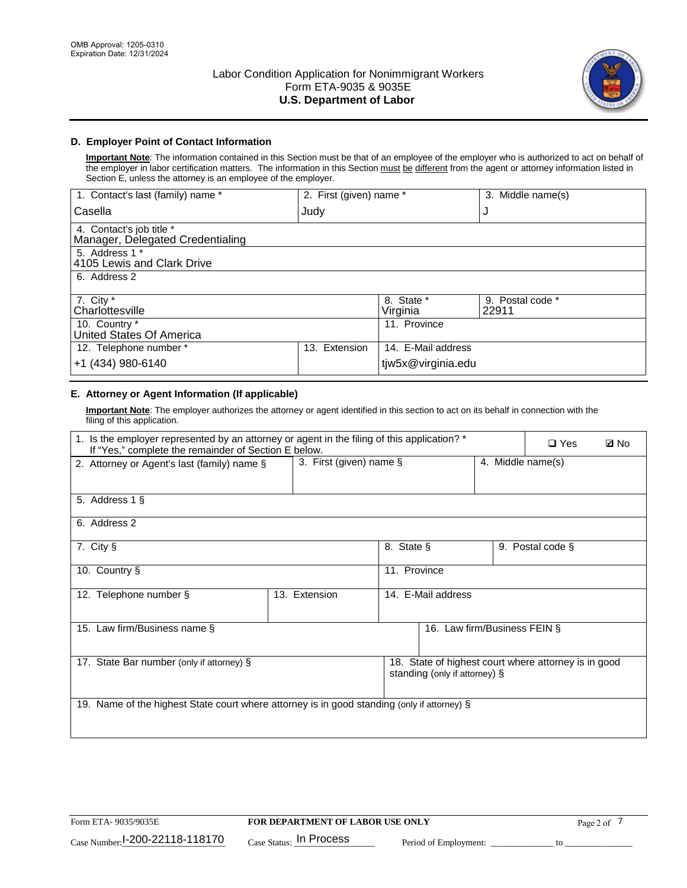OMB Approval: 1205-0310
Expiration Date: 12/31/2024

Labor Condition Application for Nonimmigrant Workers
Form ETA-9035 & 9035E
**U.S. Department of Labor**

### D. Employer Point of Contact Information

**Important Note**: The information contained in this Section must be that of an employee of the employer who is authorized to act on behalf of the employer in labor certification matters. The information in this Section must be different from the agent or attorney information listed in Section E, unless the attorney is an employee of the employer.

| 1. Contact's last (family) name * | 2. First (given) name * | 3. Middle name(s) |
|---|---|---|
| Casella | Judy | J |
| 4. Contact's job title * Manager, Delegated Credentialing | | |
| 5. Address 1 * 4105 Lewis and Clark Drive | | |
| 6. Address 2 | | |
| 7. City * Charlottesville | 8. State * Virginia | 9. Postal code * 22911 |
| 10. Country * United States Of America | 11. Province | |
| 12. Telephone number * +1 (434) 980-6140 | 13. Extension | 14. E-Mail address tjw5x@virginia.edu |

### E. Attorney or Agent Information (If applicable)

**Important Note**: The employer authorizes the attorney or agent identified in this section to act on its behalf in connection with the filing of this application.

| 1. Is the employer represented by an attorney or agent in the filing of this application? * If "Yes," complete the remainder of Section E below. | ❑ Yes | ☑ No |
|---|---|---|
| 2. Attorney or Agent's last (family) name § | 3. First (given) name § | 4. Middle name(s) |
| 5. Address 1 § | | |
| 6. Address 2 | | |
| 7. City § | 8. State § | 9. Postal code § |
| 10. Country § | 11. Province | |
| 12. Telephone number § | 13. Extension | 14. E-Mail address |
| 15. Law firm/Business name § | | 16. Law firm/Business FEIN § |
| 17. State Bar number (only if attorney) § | | 18. State of highest court where attorney is in good standing (only if attorney) § |
| 19. Name of the highest State court where attorney is in good standing (only if attorney) § | | |

Form ETA- 9035/9035E | **FOR DEPARTMENT OF LABOR USE ONLY**

Case Number: I-200-22118-118170 Case Status: In Process Period of Employment: _____________ to _______________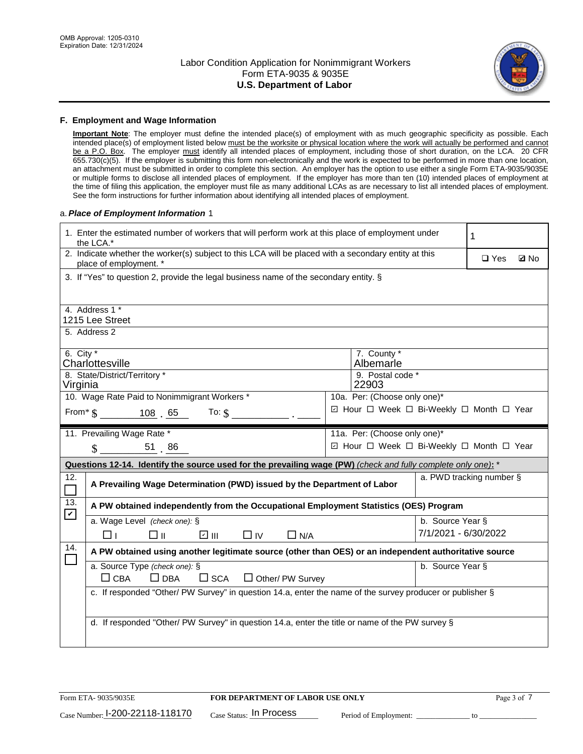OMB Approval: 1205-0310
Expiration Date: 12/31/2024

# Labor Condition Application for Nonimmigrant Workers
## Form ETA-9035 & 9035E
## U.S. Department of Labor

### F. Employment and Wage Information

**Important Note**: The employer must define the intended place(s) of employment with as much geographic specificity as possible. Each intended place(s) of employment listed below must be the worksite or physical location where the work will actually be performed and cannot be a P.O. Box. The employer must identify all intended places of employment, including those of short duration, on the LCA. 20 CFR 655.730(c)(5). If the employer is submitting this form non-electronically and the work is expected to be performed in more than one location, an attachment must be submitted in order to complete this section. An employer has the option to use either a single Form ETA-9035/9035E or multiple forms to disclose all intended places of employment. If the employer has more than ten (10) intended places of employment at the time of filing this application, the employer must file as many additional LCAs as are necessary to list all intended places of employment. See the form instructions for further information about identifying all intended places of employment.

a. ***Place of Employment Information*** 1

| | |
|---|---|
| 1. Enter the estimated number of workers that will perform work at this place of employment under the LCA.* | 1 |
| 2. Indicate whether the worker(s) subject to this LCA will be placed with a secondary entity at this place of employment. * | ☐ Yes ☑ No |
| 3. If "Yes" to question 2, provide the legal business name of the secondary entity. § | |
| 4. Address 1 * 1215 Lee Street | |
| 5. Address 2 | |
| 6. City * Charlottesville | 7. County * Albemarle |
| 8. State/District/Territory * Virginia | 9. Postal code * 22903 |
| 10. Wage Rate Paid to Nonimmigrant Workers * From* $ 108 . 65 To: $ ____ . ____ | 10a. Per: (Choose only one)* ☑ Hour ☐ Week ☐ Bi-Weekly ☐ Month ☐ Year |
| 11. Prevailing Wage Rate * $ 51 . 86 | 11a. Per: (Choose only one)* ☑ Hour ☐ Week ☐ Bi-Weekly ☐ Month ☐ Year |

**Questions 12-14. Identify the source used for the prevailing wage (PW)** *(check and fully complete only one)*: *

| | | |
|---|---|---|
| 12. ☐ | **A Prevailing Wage Determination (PWD) issued by the Department of Labor** | a. PWD tracking number § |
| 13. ☑ | **A PW obtained independently from the Occupational Employment Statistics (OES) Program** | |
| | a. Wage Level *(check one)*: § ☐ I ☐ II ☑ III ☐ IV ☐ N/A | b. Source Year § 7/1/2021 - 6/30/2022 |
| 14. ☐ | **A PW obtained using another legitimate source (other than OES) or an independent authoritative source** | |
| | a. Source Type *(check one)*: § ☐ CBA ☐ DBA ☐ SCA ☐ Other/ PW Survey | b. Source Year § |
| | c. If responded "Other/ PW Survey" in question 14.a, enter the name of the survey producer or publisher § | |
| | d. If responded "Other/ PW Survey" in question 14.a, enter the title or name of the PW survey § | |

Form ETA- 9035/9035E | **FOR DEPARTMENT OF LABOR USE ONLY**

Case Number: I-200-22118-118170 Case Status: In Process Period of Employment: ____________ to ____________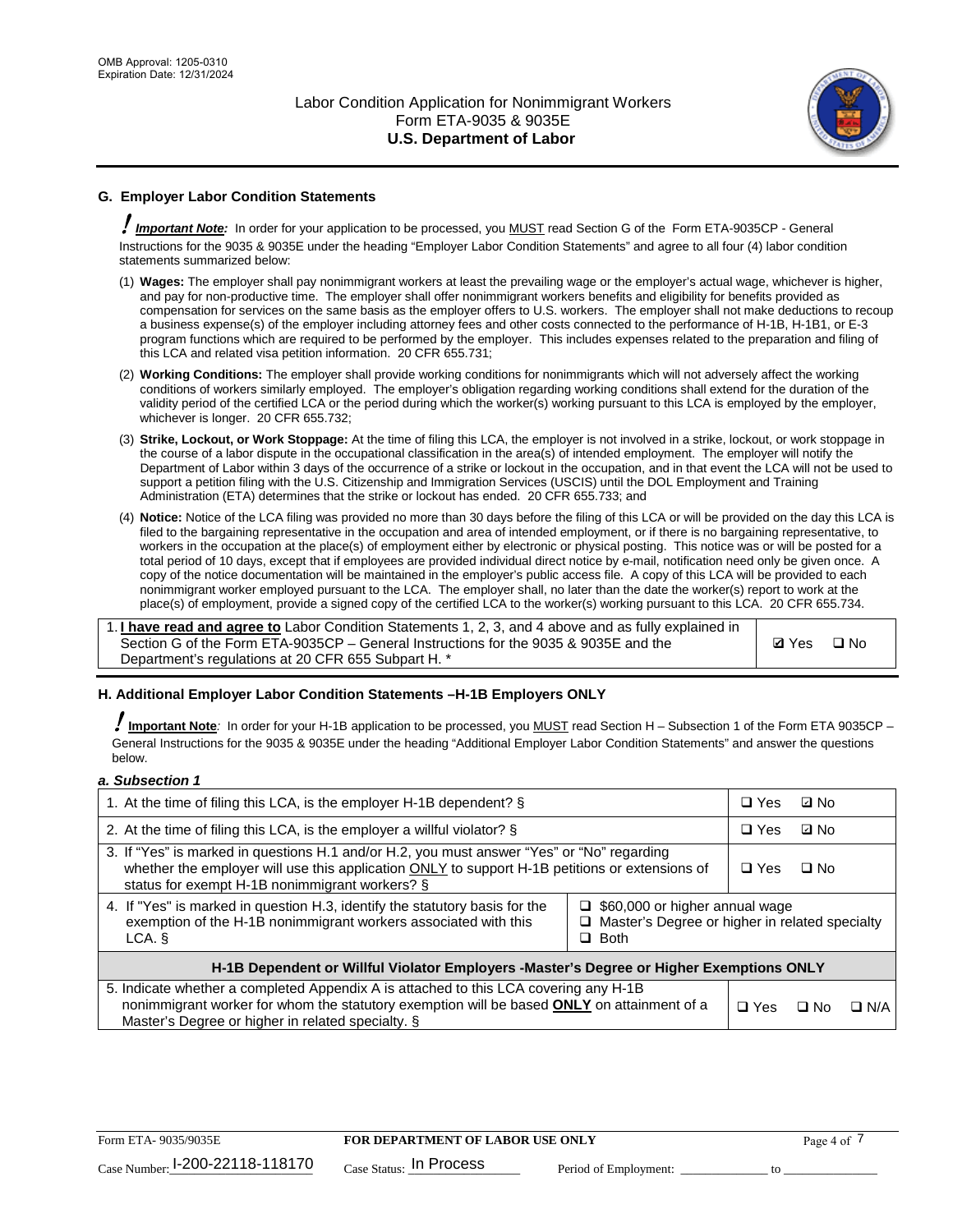## G. Employer Labor Condition Statements

! ***Important Note:*** In order for your application to be processed, you MUST read Section G of the Form ETA-9035CP - General Instructions for the 9035 & 9035E under the heading "Employer Labor Condition Statements" and agree to all four (4) labor condition statements summarized below:

(1) **Wages:** The employer shall pay nonimmigrant workers at least the prevailing wage or the employer's actual wage, whichever is higher, and pay for non-productive time. The employer shall offer nonimmigrant workers benefits and eligibility for benefits provided as compensation for services on the same basis as the employer offers to U.S. workers. The employer shall not make deductions to recoup a business expense(s) of the employer including attorney fees and other costs connected to the performance of H-1B, H-1B1, or E-3 program functions which are required to be performed by the employer. This includes expenses related to the preparation and filing of this LCA and related visa petition information. 20 CFR 655.731;

(2) **Working Conditions:** The employer shall provide working conditions for nonimmigrants which will not adversely affect the working conditions of workers similarly employed. The employer's obligation regarding working conditions shall extend for the duration of the validity period of the certified LCA or the period during which the worker(s) working pursuant to this LCA is employed by the employer, whichever is longer. 20 CFR 655.732;

(3) **Strike, Lockout, or Work Stoppage:** At the time of filing this LCA, the employer is not involved in a strike, lockout, or work stoppage in the course of a labor dispute in the occupational classification in the area(s) of intended employment. The employer will notify the Department of Labor within 3 days of the occurrence of a strike or lockout in the occupation, and in that event the LCA will not be used to support a petition filing with the U.S. Citizenship and Immigration Services (USCIS) until the DOL Employment and Training Administration (ETA) determines that the strike or lockout has ended. 20 CFR 655.733; and

(4) **Notice:** Notice of the LCA filing was provided no more than 30 days before the filing of this LCA or will be provided on the day this LCA is filed to the bargaining representative in the occupation and area of intended employment, or if there is no bargaining representative, to workers in the occupation at the place(s) of employment either by electronic or physical posting. This notice was or will be posted for a total period of 10 days, except that if employees are provided individual direct notice by e-mail, notification need only be given once. A copy of the notice documentation will be maintained in the employer's public access file. A copy of this LCA will be provided to each nonimmigrant worker employed pursuant to the LCA. The employer shall, no later than the date the worker(s) report to work at the place(s) of employment, provide a signed copy of the certified LCA to the worker(s) working pursuant to this LCA. 20 CFR 655.734.

| | |
|---|---|
| 1. **I have read and agree to** Labor Condition Statements 1, 2, 3, and 4 above and as fully explained in Section G of the Form ETA-9035CP – General Instructions for the 9035 & 9035E and the Department's regulations at 20 CFR 655 Subpart H. * | ☑ Yes ☐ No |

## H. Additional Employer Labor Condition Statements –H-1B Employers ONLY

! **Important Note**: In order for your H-1B application to be processed, you MUST read Section H – Subsection 1 of the Form ETA 9035CP – General Instructions for the 9035 & 9035E under the heading "Additional Employer Labor Condition Statements" and answer the questions below.

***a. Subsection 1***

| | | |
|---|---|---|
| 1. At the time of filing this LCA, is the employer H-1B dependent? § | | ☐ Yes ☑ No |
| 2. At the time of filing this LCA, is the employer a willful violator? § | | ☐ Yes ☑ No |
| 3. If "Yes" is marked in questions H.1 and/or H.2, you must answer "Yes" or "No" regarding whether the employer will use this application ONLY to support H-1B petitions or extensions of status for exempt H-1B nonimmigrant workers? § | | ☐ Yes ☐ No |
| 4. If "Yes" is marked in question H.3, identify the statutory basis for the exemption of the H-1B nonimmigrant workers associated with this LCA. § | ☐ $60,000 or higher annual wage<br>☐ Master's Degree or higher in related specialty<br>☐ Both | |
| **H-1B Dependent or Willful Violator Employers -Master's Degree or Higher Exemptions ONLY** | | |
| 5. Indicate whether a completed Appendix A is attached to this LCA covering any H-1B nonimmigrant worker for whom the statutory exemption will be based **ONLY** on attainment of a Master's Degree or higher in related specialty. § | | ☐ Yes ☐ No ☐ N/A |

Case Number: I-200-22118-118170 Case Status: In Process Period of Employment: _____________ to _____________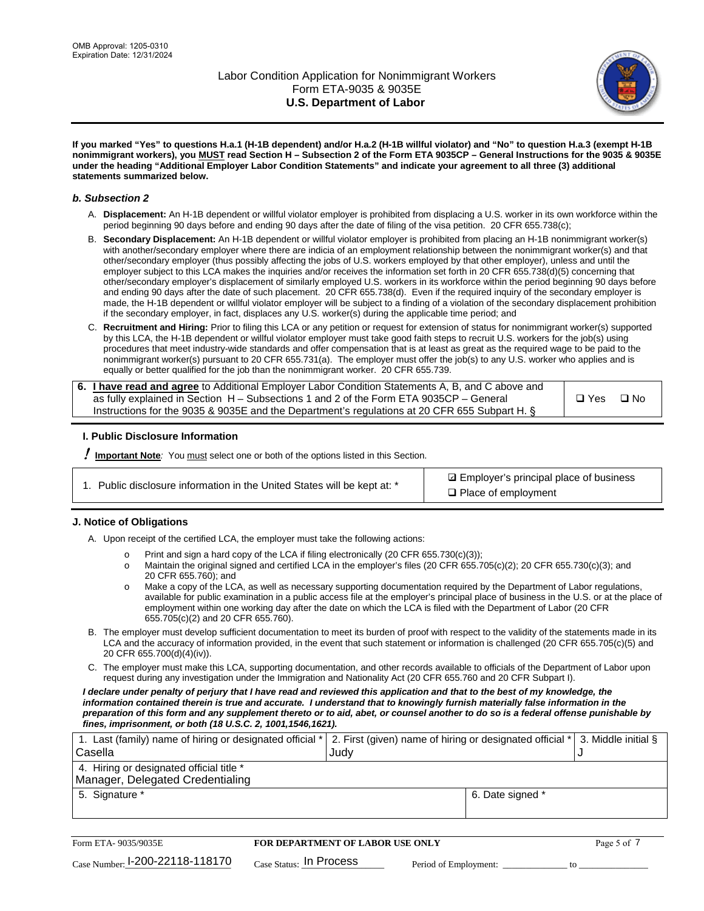OMB Approval: 1205-0310
Expiration Date: 12/31/2024

# Labor Condition Application for Nonimmigrant Workers
## Form ETA-9035 & 9035E
## U.S. Department of Labor

**If you marked "Yes" to questions H.a.1 (H-1B dependent) and/or H.a.2 (H-1B willful violator) and "No" to question H.a.3 (exempt H-1B nonimmigrant workers), you MUST read Section H – Subsection 2 of the Form ETA 9035CP – General Instructions for the 9035 & 9035E under the heading "Additional Employer Labor Condition Statements" and indicate your agreement to all three (3) additional statements summarized below.**

### *b. Subsection 2*

A. **Displacement:** An H-1B dependent or willful violator employer is prohibited from displacing a U.S. worker in its own workforce within the period beginning 90 days before and ending 90 days after the date of filing of the visa petition. 20 CFR 655.738(c);

B. **Secondary Displacement:** An H-1B dependent or willful violator employer is prohibited from placing an H-1B nonimmigrant worker(s) with another/secondary employer where there are indicia of an employment relationship between the nonimmigrant worker(s) and that other/secondary employer (thus possibly affecting the jobs of U.S. workers employed by that other employer), unless and until the employer subject to this LCA makes the inquiries and/or receives the information set forth in 20 CFR 655.738(d)(5) concerning that other/secondary employer's displacement of similarly employed U.S. workers in its workforce within the period beginning 90 days before and ending 90 days after the date of such placement. 20 CFR 655.738(d). Even if the required inquiry of the secondary employer is made, the H-1B dependent or willful violator employer will be subject to a finding of a violation of the secondary displacement prohibition if the secondary employer, in fact, displaces any U.S. worker(s) during the applicable time period; and

C. **Recruitment and Hiring:** Prior to filing this LCA or any petition or request for extension of status for nonimmigrant worker(s) supported by this LCA, the H-1B dependent or willful violator employer must take good faith steps to recruit U.S. workers for the job(s) using procedures that meet industry-wide standards and offer compensation that is at least as great as the required wage to be paid to the nonimmigrant worker(s) pursuant to 20 CFR 655.731(a). The employer must offer the job(s) to any U.S. worker who applies and is equally or better qualified for the job than the nonimmigrant worker. 20 CFR 655.739.

| 6. **I have read and agree** to Additional Employer Labor Condition Statements A, B, and C above and as fully explained in Section H – Subsections 1 and 2 of the Form ETA 9035CP – General Instructions for the 9035 & 9035E and the Department's regulations at 20 CFR 655 Subpart H. § | ☐ Yes ☐ No |
|---|---|

### I. Public Disclosure Information

! **Important Note***:* You must select one or both of the options listed in this Section.

| 1. Public disclosure information in the United States will be kept at: * | ☑ Employer's principal place of business<br>☐ Place of employment |
|---|---|

### J. Notice of Obligations

A. Upon receipt of the certified LCA, the employer must take the following actions:

- Print and sign a hard copy of the LCA if filing electronically (20 CFR 655.730(c)(3));
- Maintain the original signed and certified LCA in the employer's files (20 CFR 655.705(c)(2); 20 CFR 655.730(c)(3); and 20 CFR 655.760); and
- Make a copy of the LCA, as well as necessary supporting documentation required by the Department of Labor regulations, available for public examination in a public access file at the employer's principal place of business in the U.S. or at the place of employment within one working day after the date on which the LCA is filed with the Department of Labor (20 CFR 655.705(c)(2) and 20 CFR 655.760).

B. The employer must develop sufficient documentation to meet its burden of proof with respect to the validity of the statements made in its LCA and the accuracy of information provided, in the event that such statement or information is challenged (20 CFR 655.705(c)(5) and 20 CFR 655.700(d)(4)(iv)).

C. The employer must make this LCA, supporting documentation, and other records available to officials of the Department of Labor upon request during any investigation under the Immigration and Nationality Act (20 CFR 655.760 and 20 CFR Subpart I).

***I declare under penalty of perjury that I have read and reviewed this application and that to the best of my knowledge, the information contained therein is true and accurate. I understand that to knowingly furnish materially false information in the preparation of this form and any supplement thereto or to aid, abet, or counsel another to do so is a federal offense punishable by fines, imprisonment, or both (18 U.S.C. 2, 1001,1546,1621).***

| 1. Last (family) name of hiring or designated official *<br>Casella | 2. First (given) name of hiring or designated official *<br>Judy | 3. Middle initial §<br>J |
|---|---|---|
| 4. Hiring or designated official title *<br>Manager, Delegated Credentialing | | |
| 5. Signature * | 6. Date signed * | |

Form ETA- 9035/9035E | **FOR DEPARTMENT OF LABOR USE ONLY**

Case Number: I-200-22118-118170 Case Status: In Process Period of Employment: _____________ to _____________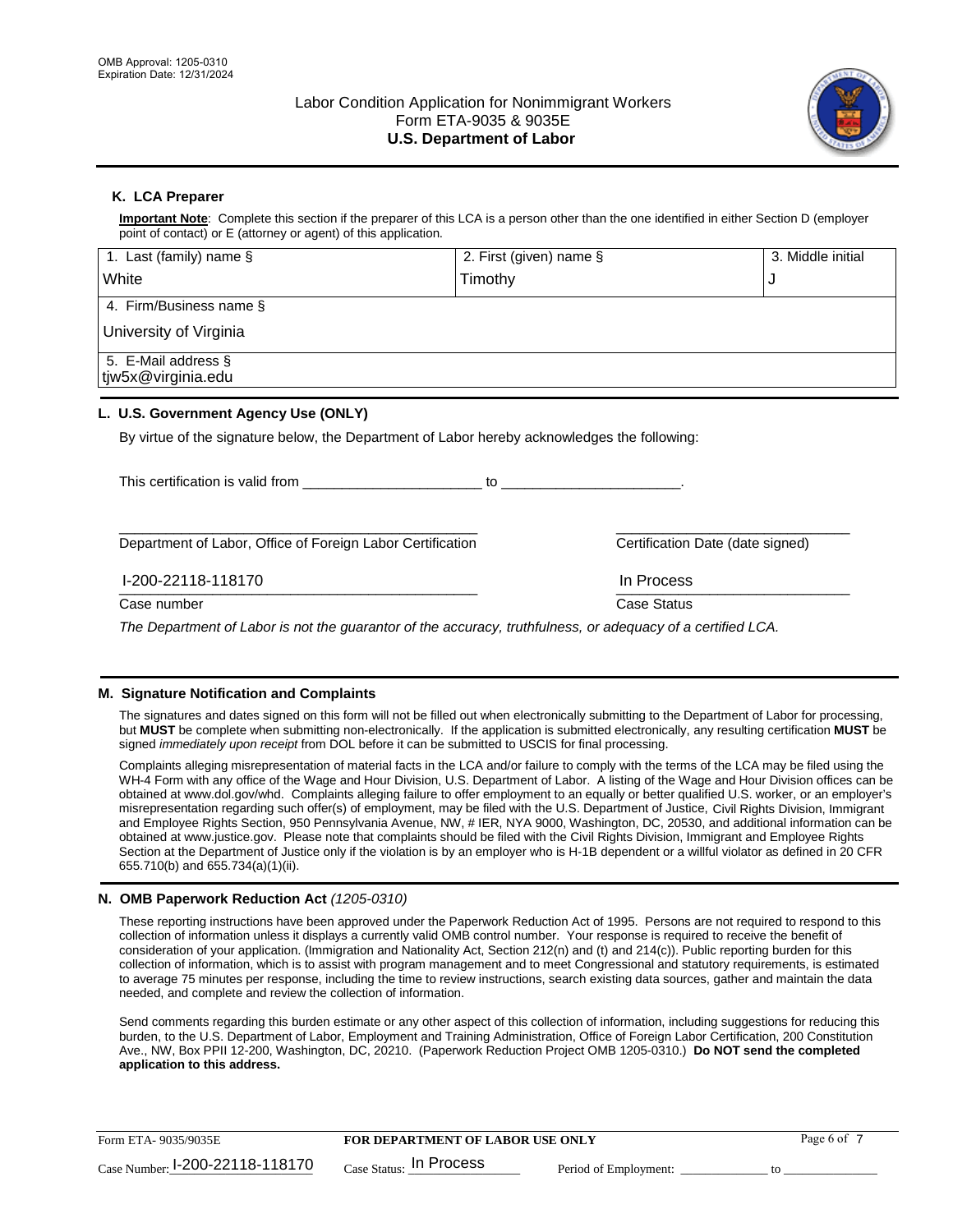OMB Approval: 1205-0310
Expiration Date: 12/31/2024

# Labor Condition Application for Nonimmigrant Workers
## Form ETA-9035 & 9035E
## **U.S. Department of Labor**

### K. LCA Preparer

**Important Note**: Complete this section if the preparer of this LCA is a person other than the one identified in either Section D (employer point of contact) or E (attorney or agent) of this application.

| 1. Last (family) name § | 2. First (given) name § | 3. Middle initial |
|---|---|---|
| White | Timothy | J |
| 4. Firm/Business name § | | |
| University of Virginia | | |
| 5. E-Mail address § | | |
| tjw5x@virginia.edu | | |

### L. U.S. Government Agency Use (ONLY)

By virtue of the signature below, the Department of Labor hereby acknowledges the following:

This certification is valid from ______________________ to ______________________.

_______________________________________________ Department of Labor, Office of Foreign Labor Certification

_____________________________ Certification Date (date signed)

I-200-22118-118170
Case number

In Process
Case Status

*The Department of Labor is not the guarantor of the accuracy, truthfulness, or adequacy of a certified LCA.*

### M. Signature Notification and Complaints

The signatures and dates signed on this form will not be filled out when electronically submitting to the Department of Labor for processing, but **MUST** be complete when submitting non-electronically. If the application is submitted electronically, any resulting certification **MUST** be signed *immediately upon receipt* from DOL before it can be submitted to USCIS for final processing.

Complaints alleging misrepresentation of material facts in the LCA and/or failure to comply with the terms of the LCA may be filed using the WH-4 Form with any office of the Wage and Hour Division, U.S. Department of Labor. A listing of the Wage and Hour Division offices can be obtained at www.dol.gov/whd. Complaints alleging failure to offer employment to an equally or better qualified U.S. worker, or an employer's misrepresentation regarding such offer(s) of employment, may be filed with the U.S. Department of Justice, Civil Rights Division, Immigrant and Employee Rights Section, 950 Pennsylvania Avenue, NW, # IER, NYA 9000, Washington, DC, 20530, and additional information can be obtained at www.justice.gov. Please note that complaints should be filed with the Civil Rights Division, Immigrant and Employee Rights Section at the Department of Justice only if the violation is by an employer who is H-1B dependent or a willful violator as defined in 20 CFR 655.710(b) and 655.734(a)(1)(ii).

### N. OMB Paperwork Reduction Act *(1205-0310)*

These reporting instructions have been approved under the Paperwork Reduction Act of 1995. Persons are not required to respond to this collection of information unless it displays a currently valid OMB control number. Your response is required to receive the benefit of consideration of your application. (Immigration and Nationality Act, Section 212(n) and (t) and 214(c)). Public reporting burden for this collection of information, which is to assist with program management and to meet Congressional and statutory requirements, is estimated to average 75 minutes per response, including the time to review instructions, search existing data sources, gather and maintain the data needed, and complete and review the collection of information.

Send comments regarding this burden estimate or any other aspect of this collection of information, including suggestions for reducing this burden, to the U.S. Department of Labor, Employment and Training Administration, Office of Foreign Labor Certification, 200 Constitution Ave., NW, Box PPII 12-200, Washington, DC, 20210. (Paperwork Reduction Project OMB 1205-0310.) **Do NOT send the completed application to this address.**

Form ETA- 9035/9035E **FOR DEPARTMENT OF LABOR USE ONLY**

Case Number: I-200-22118-118170 Case Status: In Process Period of Employment: _____________ to ______________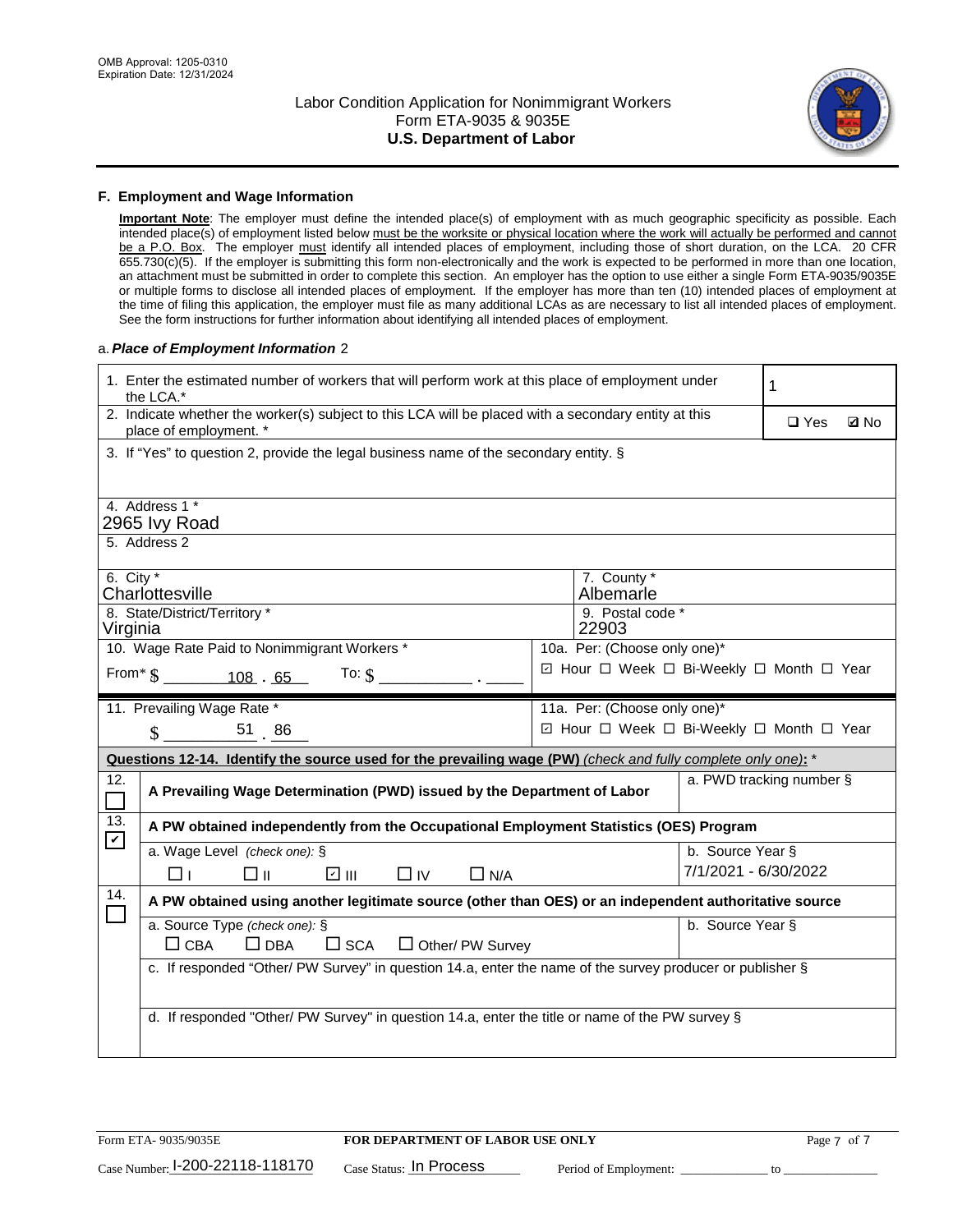OMB Approval: 1205-0310
Expiration Date: 12/31/2024

# Labor Condition Application for Nonimmigrant Workers
## Form ETA-9035 & 9035E
## U.S. Department of Labor

### F. Employment and Wage Information

**Important Note**: The employer must define the intended place(s) of employment with as much geographic specificity as possible. Each intended place(s) of employment listed below must be the worksite or physical location where the work will actually be performed and cannot be a P.O. Box. The employer must identify all intended places of employment, including those of short duration, on the LCA. 20 CFR 655.730(c)(5). If the employer is submitting this form non-electronically and the work is expected to be performed in more than one location, an attachment must be submitted in order to complete this section. An employer has the option to use either a single Form ETA-9035/9035E or multiple forms to disclose all intended places of employment. If the employer has more than ten (10) intended places of employment at the time of filing this application, the employer must file as many additional LCAs as are necessary to list all intended places of employment. See the form instructions for further information about identifying all intended places of employment.

a. ***Place of Employment Information*** 2

| | |
|---|---|
| 1. Enter the estimated number of workers that will perform work at this place of employment under the LCA.* | 1 |
| 2. Indicate whether the worker(s) subject to this LCA will be placed with a secondary entity at this place of employment. * | ☐ Yes ☑ No |
| 3. If "Yes" to question 2, provide the legal business name of the secondary entity. § | |
| 4. Address 1 * 2965 Ivy Road | |
| 5. Address 2 | |
| 6. City * Charlottesville | 7. County * Albemarle |
| 8. State/District/Territory * Virginia | 9. Postal code * 22903 |
| 10. Wage Rate Paid to Nonimmigrant Workers * From* $ 108 . 65 To: $ ___ . ___ | 10a. Per: (Choose only one)* ☑ Hour ☐ Week ☐ Bi-Weekly ☐ Month ☐ Year |
| 11. Prevailing Wage Rate * $ 51 . 86 | 11a. Per: (Choose only one)* ☑ Hour ☐ Week ☐ Bi-Weekly ☐ Month ☐ Year |

**Questions 12-14. Identify the source used for the prevailing wage (PW)** *(check and fully complete only one)*: *

| | | |
|---|---|---|
| 12. ☐ | **A Prevailing Wage Determination (PWD) issued by the Department of Labor** | a. PWD tracking number § |
| 13. ☑ | **A PW obtained independently from the Occupational Employment Statistics (OES) Program** | |
| | a. Wage Level *(check one)*: § ☐ I ☐ II ☑ III ☐ IV ☐ N/A | b. Source Year § 7/1/2021 - 6/30/2022 |
| 14. ☐ | **A PW obtained using another legitimate source (other than OES) or an independent authoritative source** | |
| | a. Source Type *(check one)*: § ☐ CBA ☐ DBA ☐ SCA ☐ Other/ PW Survey | b. Source Year § |
| | c. If responded "Other/ PW Survey" in question 14.a, enter the name of the survey producer or publisher § | |
| | d. If responded "Other/ PW Survey" in question 14.a, enter the title or name of the PW survey § | |

Form ETA- 9035/9035E | **FOR DEPARTMENT OF LABOR USE ONLY**

Case Number: I-200-22118-118170 Case Status: In Process Period of Employment: __________ to __________